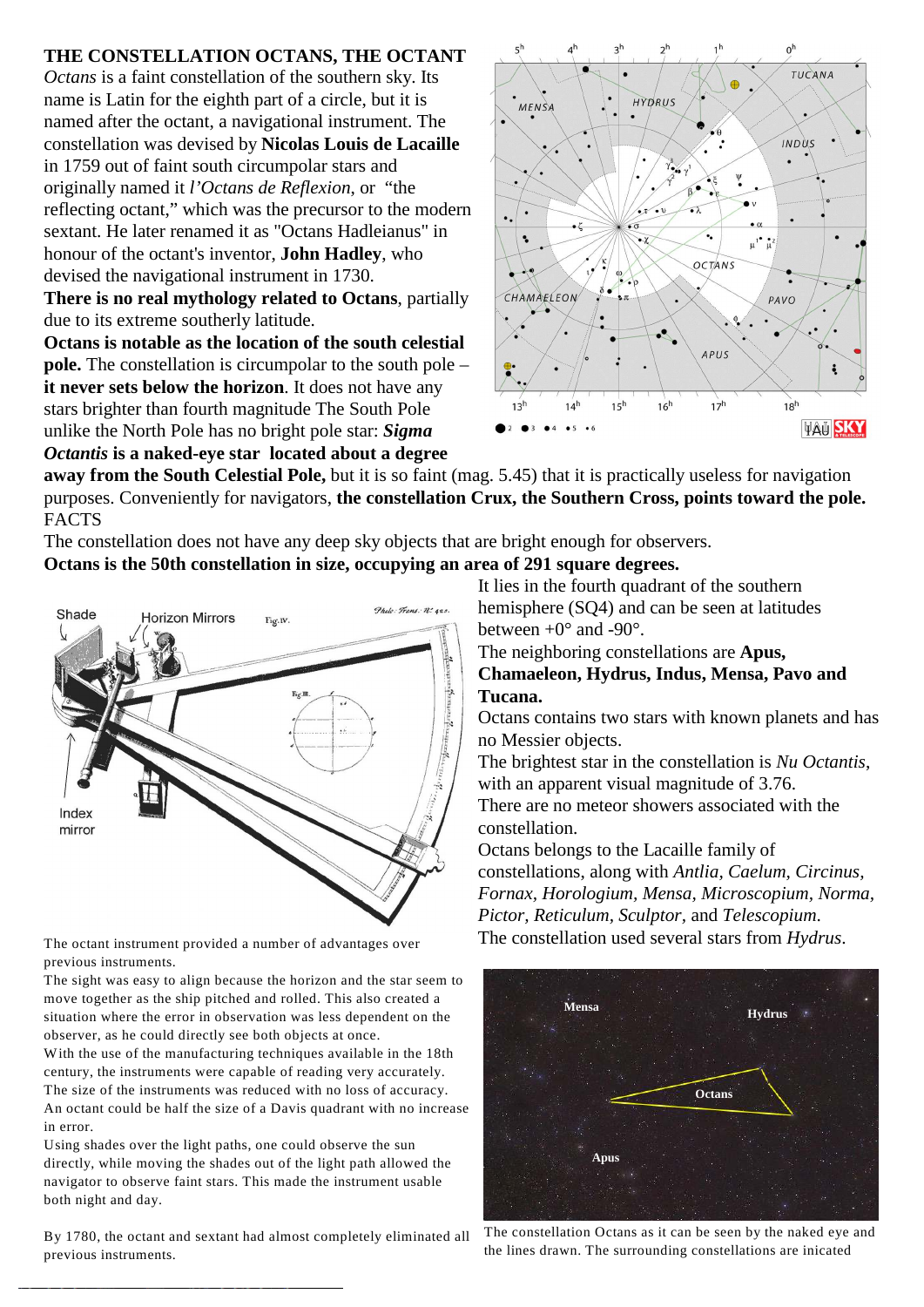# THE CONSTELLATION OCTANS, THE OCTANT

*Octans* is a faint constellation of the southern sky. Its name is Latin for the eighth part of a circle, but it is named after the octant, a navigational instrument. The constellation was devised by **Nicolas Louis de Lacaille** in 1759 out of faint south circumpolar stars and originally named it *l'Octans de Reflexion*, or "the reflecting octant," which was the precursor to the modern sextant. He later renamed it as "Octans Hadleianus" in honour of the octant's inventor, **John Hadley**, who devised the navigational instrument in 1730.

**There is no real mythology related to Octans**, partially due to its extreme southerly latitude.

**Octans is notable as the location of the south celestial pole.** The constellation is circumpolar to the south pole – **it never sets below the horizon**. It does not have any stars brighter than fourth magnitude The South Pole unlike the North Pole has no bright pole star: ***Sigma Octantis* is a naked-eye star located about a degree away from the South Celestial Pole,** but it is so faint (mag. 5.45) that it is practically useless for navigation purposes. Conveniently for navigators, **the constellation Crux, the Southern Cross, points toward the pole.**

FACTS

The constellation does not have any deep sky objects that are bright enough for observers.

**Octans is the 50th constellation in size, occupying an area of 291 square degrees.**

It lies in the fourth quadrant of the southern hemisphere (SQ4) and can be seen at latitudes between +0° and -90°.

The neighboring constellations are **Apus, Chamaeleon, Hydrus, Indus, Mensa, Pavo and Tucana.**

Octans contains two stars with known planets and has no Messier objects.

The brightest star in the constellation is *Nu Octantis*, with an apparent visual magnitude of 3.76.

There are no meteor showers associated with the constellation.

Octans belongs to the Lacaille family of constellations, along with *Antlia, Caelum, Circinus, Fornax, Horologium, Mensa, Microscopium, Norma, Pictor, Reticulum, Sculptor,* and *Telescopium.*

The constellation used several stars from *Hydrus*.

The octant instrument provided a number of advantages over previous instruments.

The sight was easy to align because the horizon and the star seem to move together as the ship pitched and rolled. This also created a situation where the error in observation was less dependent on the observer, as he could directly see both objects at once.

With the use of the manufacturing techniques available in the 18th century, the instruments were capable of reading very accurately.

The size of the instruments was reduced with no loss of accuracy. An octant could be half the size of a Davis quadrant with no increase in error.

Using shades over the light paths, one could observe the sun directly, while moving the shades out of the light path allowed the navigator to observe faint stars. This made the instrument usable both night and day.

By 1780, the octant and sextant had almost completely eliminated all previous instruments.

The constellation Octans as it can be seen by the naked eye and the lines drawn. The surrounding constellations are inicated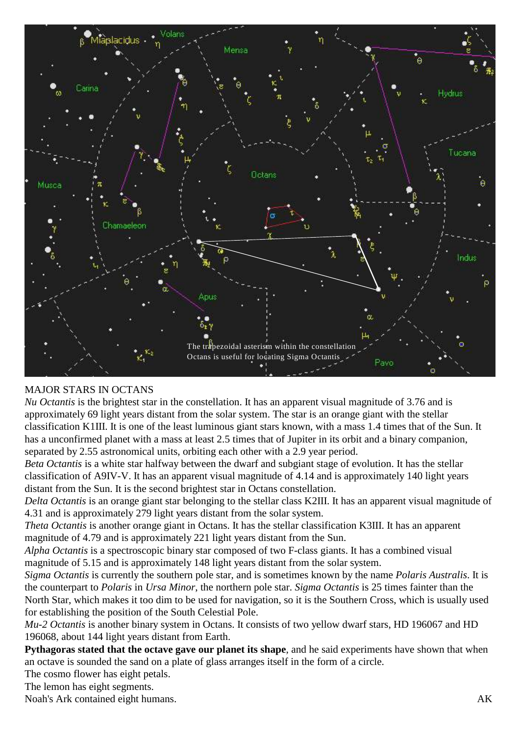The trapezoidal asterism within the constellation Octans is useful for locating Sigma Octantis

MAJOR STARS IN OCTANS

*Nu Octantis* is the brightest star in the constellation. It has an apparent visual magnitude of 3.76 and is approximately 69 light years distant from the solar system. The star is an orange giant with the stellar classification K1III. It is one of the least luminous giant stars known, with a mass 1.4 times that of the Sun. It has a unconfirmed planet with a mass at least 2.5 times that of Jupiter in its orbit and a binary companion, separated by 2.55 astronomical units, orbiting each other with a 2.9 year period.

*Beta Octantis* is a white star halfway between the dwarf and subgiant stage of evolution. It has the stellar classification of A9IV-V. It has an apparent visual magnitude of 4.14 and is approximately 140 light years distant from the Sun. It is the second brightest star in Octans constellation.

*Delta Octantis* is an orange giant star belonging to the stellar class K2III. It has an apparent visual magnitude of 4.31 and is approximately 279 light years distant from the solar system.

*Theta Octantis* is another orange giant in Octans. It has the stellar classification K3III. It has an apparent magnitude of 4.79 and is approximately 221 light years distant from the Sun.

*Alpha Octantis* is a spectroscopic binary star composed of two F-class giants. It has a combined visual magnitude of 5.15 and is approximately 148 light years distant from the solar system.

*Sigma Octantis* is currently the southern pole star, and is sometimes known by the name *Polaris Australis*. It is the counterpart to *Polaris* in *Ursa Minor*, the northern pole star. *Sigma Octantis* is 25 times fainter than the North Star, which makes it too dim to be used for navigation, so it is the Southern Cross, which is usually used for establishing the position of the South Celestial Pole.

*Mu-2 Octantis* is another binary system in Octans. It consists of two yellow dwarf stars, HD 196067 and HD 196068, about 144 light years distant from Earth.

**Pythagoras stated that the octave gave our planet its shape**, and he said experiments have shown that when an octave is sounded the sand on a plate of glass arranges itself in the form of a circle.

The cosmo flower has eight petals.

The lemon has eight segments.

Noah's Ark contained eight humans.

AK